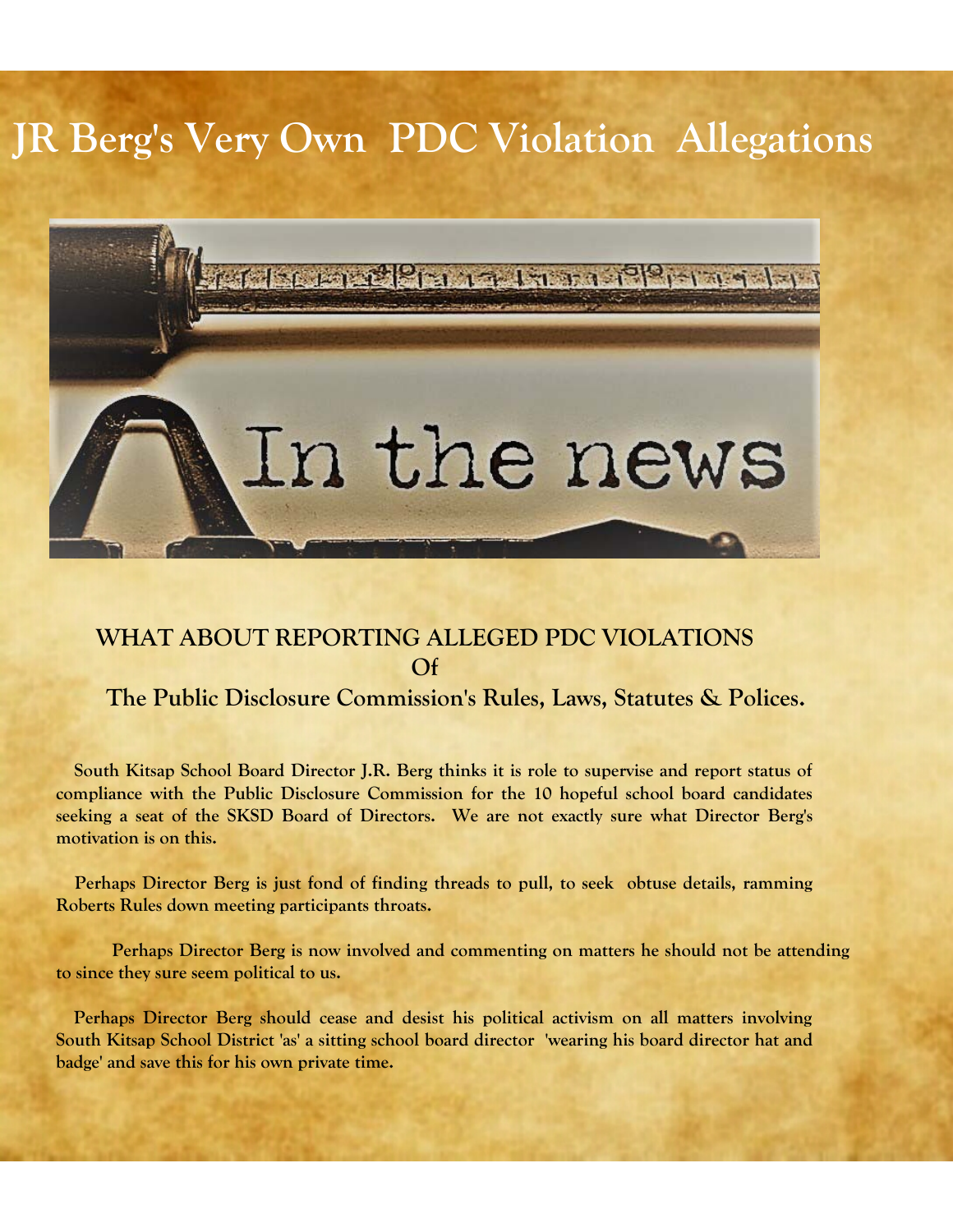# JR Berg's Very Own PDC Violation Allegations

## WHAT ABOUT REPORTING ALLEGED PDC VIOLATIONS Of The Public Disclosure Commission's Rules, Laws, Statutes & Polices.

**South Kitsap School Board Director J.R. Berg thinks it is role to supervise and report status of compliance with the Public Disclosure Commission for the 10 hopeful school board candidates seeking a seat of the SKSD Board of Directors. We are not exactly sure what Director Berg's motivation is on this.**

**Perhaps Director Berg is just fond of finding threads to pull, to seek obtuse details, ramming Roberts Rules down meeting participants throats.**

**Perhaps Director Berg is now involved and commenting on matters he should not be attending to since they sure seem political to us.**

**Perhaps Director Berg should cease and desist his political activism on all matters involving South Kitsap School District 'as' a sitting school board director 'wearing his board director hat and badge' and save this for his own private time.**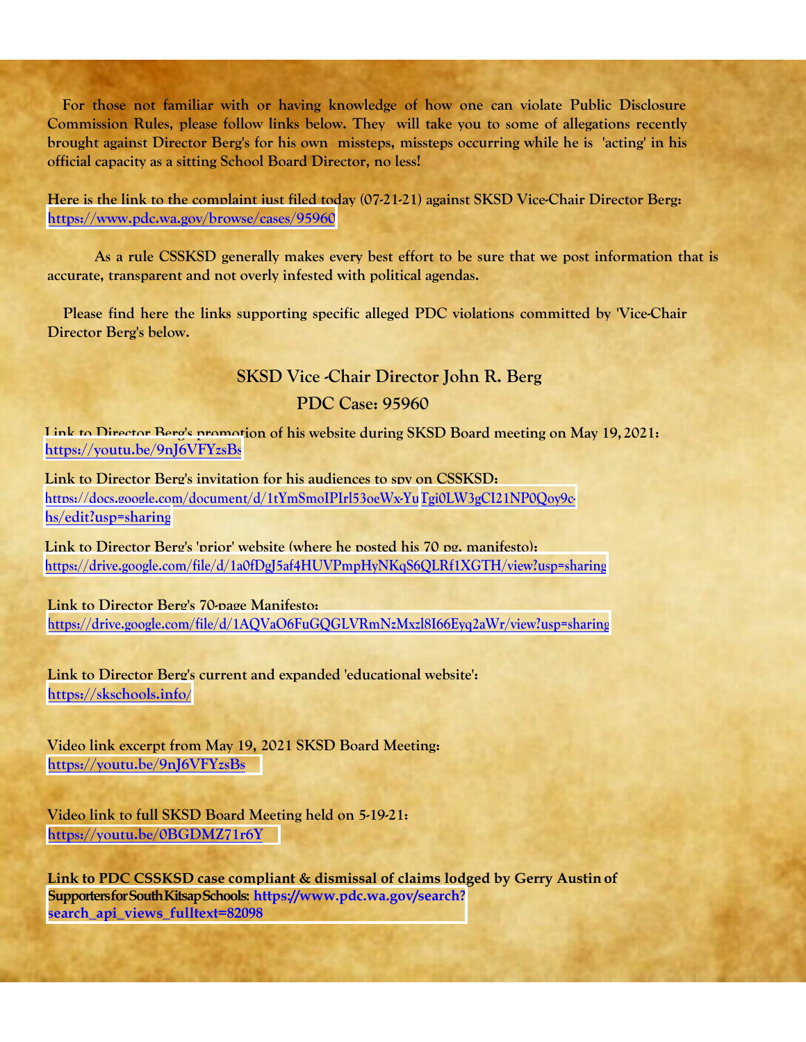For those not familiar with or having knowledge of how one can violate Public Disclosure Commission Rules, please follow links below. They will take you to some of allegations recently brought against Director Berg's for his own missteps, missteps occurring while he is 'acting' in his official capacity as a sitting School Board Director, no less!

Here is the link to the complaint just filed today (07-21-21) against SKSD Vice-Chair Director Berg: https://www.pdc.wa.gov/browse/cases/95960

As a rule CSSKSD generally makes every best effort to be sure that we post information that is accurate, transparent and not overly infested with political agendas.

Please find here the links supporting specific alleged PDC violations committed by 'Vice-Chair Director Berg's below.

## SKSD Vice -Chair Director John R. Berg

## PDC Case: 95960

Link to Director Berg's promotion of his website during SKSD Board meeting on May 19, 2021: https://youtu.be/9nJ6VFYzsBs

Link to Director Berg's invitation for his audiences to spy on CSSKSD: https://docs.google.com/document/d/1tYmSmoIPIrl53oeWx-YuTgi0LW3gCI21NP0Qoy9c-hs/edit?usp=sharing

Link to Director Berg's 'prior' website (where he posted his 70 pg. manifesto): https://drive.google.com/file/d/1a0fDgJ5af4HUVPmpHyNKqS6QLRf1XGTH/view?usp=sharing

Link to Director Berg's 70-page Manifesto: https://drive.google.com/file/d/1AQVaO6FuGQGLVRmNzMxzl8I66Eyq2aWr/view?usp=sharing

Link to Director Berg's current and expanded 'educational website': https://skschools.info/

Video link excerpt from May 19, 2021 SKSD Board Meeting: https://youtu.be/9nJ6VFYzsBs

Video link to full SKSD Board Meeting held on 5-19-21: https://youtu.be/0BGDMZ71r6Y

Link to PDC CSSKSD case compliant & dismissal of claims lodged by Gerry Austin of Supporters for South Kitsap Schools: https://www.pdc.wa.gov/search?search_api_views_fulltext=82098